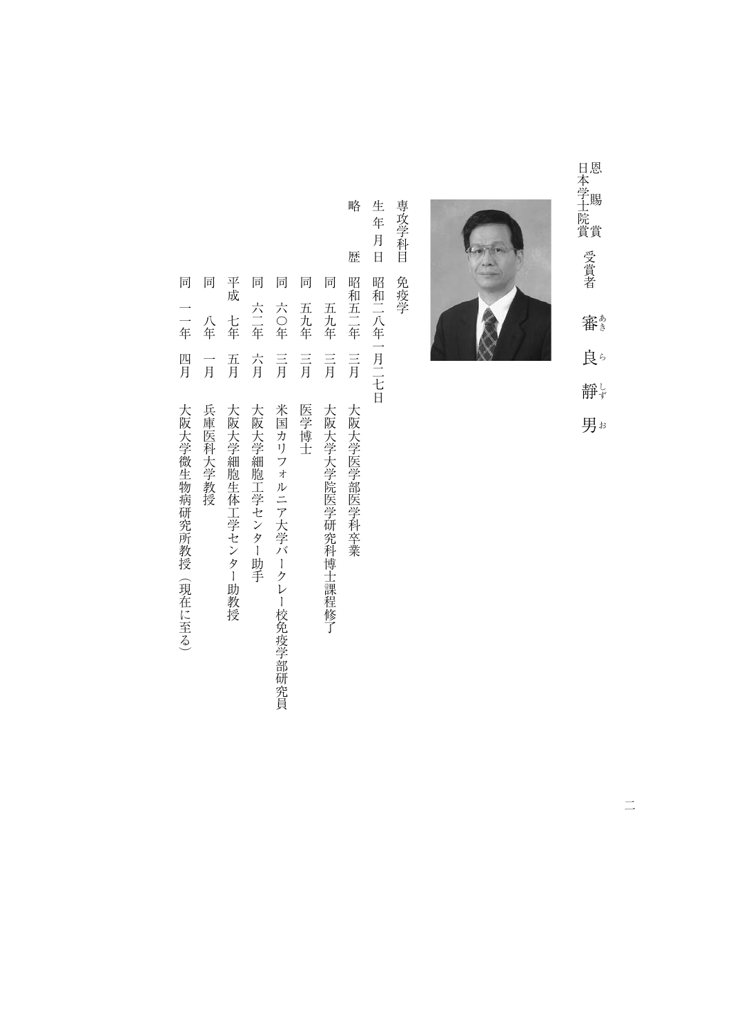恩賜賞
日本学士院賞　受賞者

# 審良静男（あきらしずお）

専攻学科目　免疫学

生年月日　昭和二八年一月二七日

略　　歴

| | | |
|---|---|---|
| 昭和五二年 | 三月 | 大阪大学医学部医学科卒業 |
| 同　五九年 | 三月 | 大阪大学大学院医学研究科博士課程修了 |
| 同　五九年 | 三月 | 医学博士 |
| 同　六〇年 | 三月 | 米国カリフォルニア大学バークレー校免疫学部研究員 |
| 同　六二年 | 六月 | 大阪大学細胞工学センター助手 |
| 平成　七年 | 五月 | 大阪大学細胞生体工学センター助教授 |
| 同　　八年 | 一月 | 兵庫医科大学教授 |
| 同　一一年 | 四月 | 大阪大学微生物病研究所教授（現在に至る） |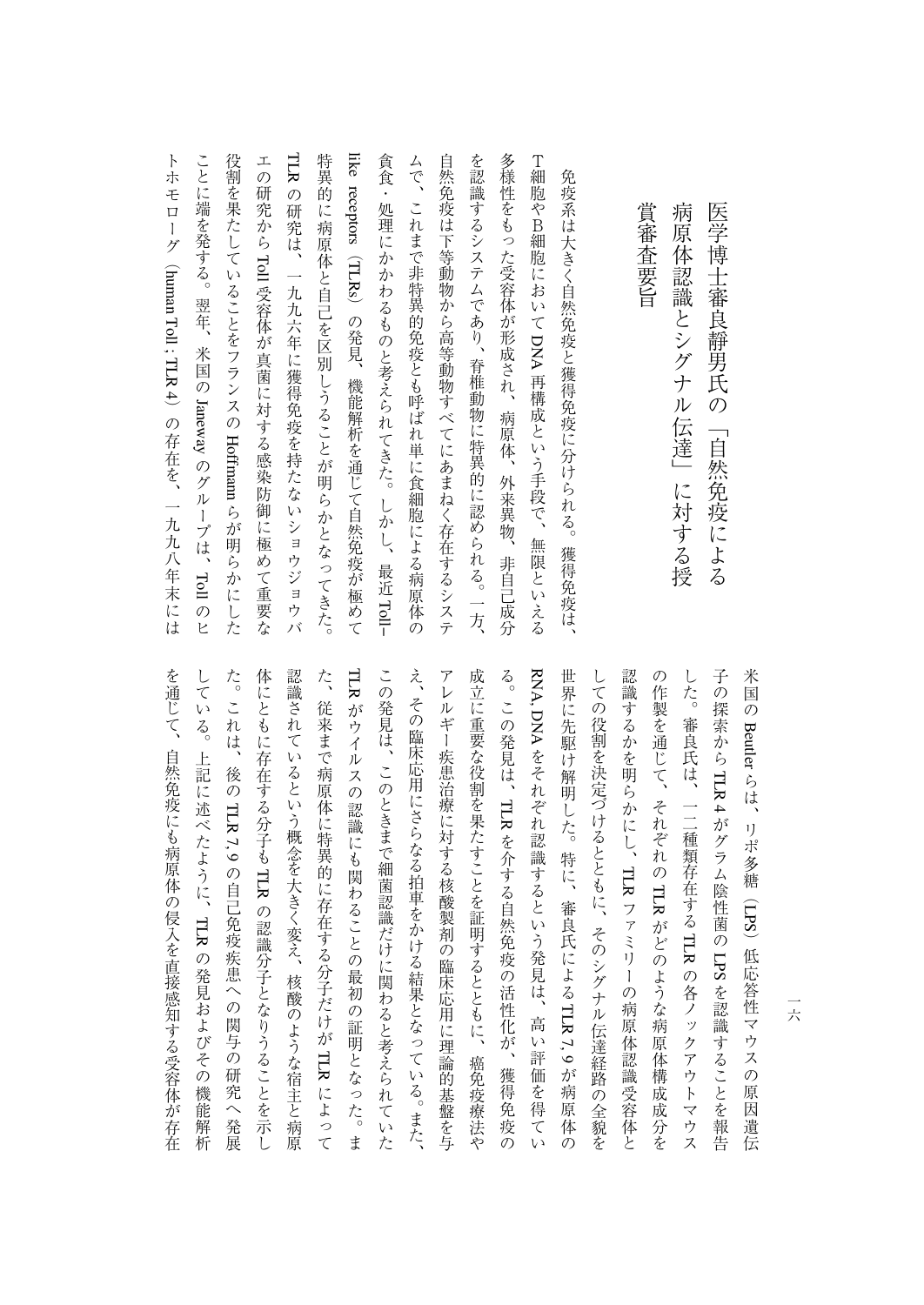# 医学博士審良静男氏の「自然免疫による病原体認識とシグナル伝達」に対する授賞審査要旨

免疫系は大きく自然免疫と獲得免疫に分けられる。獲得免疫は、T細胞やB細胞においてDNA再構成という手段で、無限といえる多様性をもった受容体が形成され、病原体、外来異物、非自己成分を認識するシステムであり、脊椎動物に特異的に認められる。一方、自然免疫は下等動物から高等動物すべてにあまねく存在するシステムで、これまで非特異的免疫とも呼ばれ単に食細胞による病原体の貪食・処理にかかわるものと考えられてきた。しかし、最近Toll-like receptors（TLRs）の発見、機能解析を通じて自然免疫が極めて特異的に病原体と自己を区別しうることが明らかとなってきた。TLRの研究は、一九九六年に獲得免疫を持たないショウジョウバエの研究からToll受容体が真菌に対する感染防御に極めて重要な役割を果たしていることをフランスのHoffmannらが明らかにしたことに端を発する。翌年、米国のJanewayのグループは、Tollのヒトホモローグ（human Toll : TLR 4）の存在を、一九九八年末には米国のBeutlerらは、リポ多糖（LPS）低応答性マウスの原因遺伝子の探索からTLR 4がグラム陰性菌のLPSを認識することを報告した。審良氏は、一二種類存在するTLRの各ノックアウトマウスの作製を通じて、それぞれのTLRがどのような病原体構成成分を認識するかを明らかにし、TLRファミリーの病原体認識受容体としての役割を決定づけるとともに、そのシグナル伝達経路の全貌を世界に先駆け解明した。特に、審良氏によるTLR 7, 9が病原体のRNA, DNAをそれぞれ認識するという発見は、高い評価を得ている。この発見は、TLRを介する自然免疫の活性化が、獲得免疫の成立に重要な役割を果たすことを証明するとともに、癌免疫療法やアレルギー疾患治療に対する核酸製剤の臨床応用に理論的基盤を与え、その臨床応用にさらなる拍車をかける結果となっている。また、この発見は、このときまで細菌認識だけに関わると考えられていたTLRがウイルスの認識にも関わることの最初の証明となった。また、従来まで病原体に特異的に存在する分子だけがTLRによって認識されているという概念を大きく変え、核酸のような宿主と病原体にともに存在する分子もTLRの認識分子となりうることを示した。これは、後のTLR 7, 9の自己免疫疾患への関与の研究へ発展している。上記に述べたように、TLRの発見およびその機能解析を通じて、自然免疫にも病原体の侵入を直接感知する受容体が存在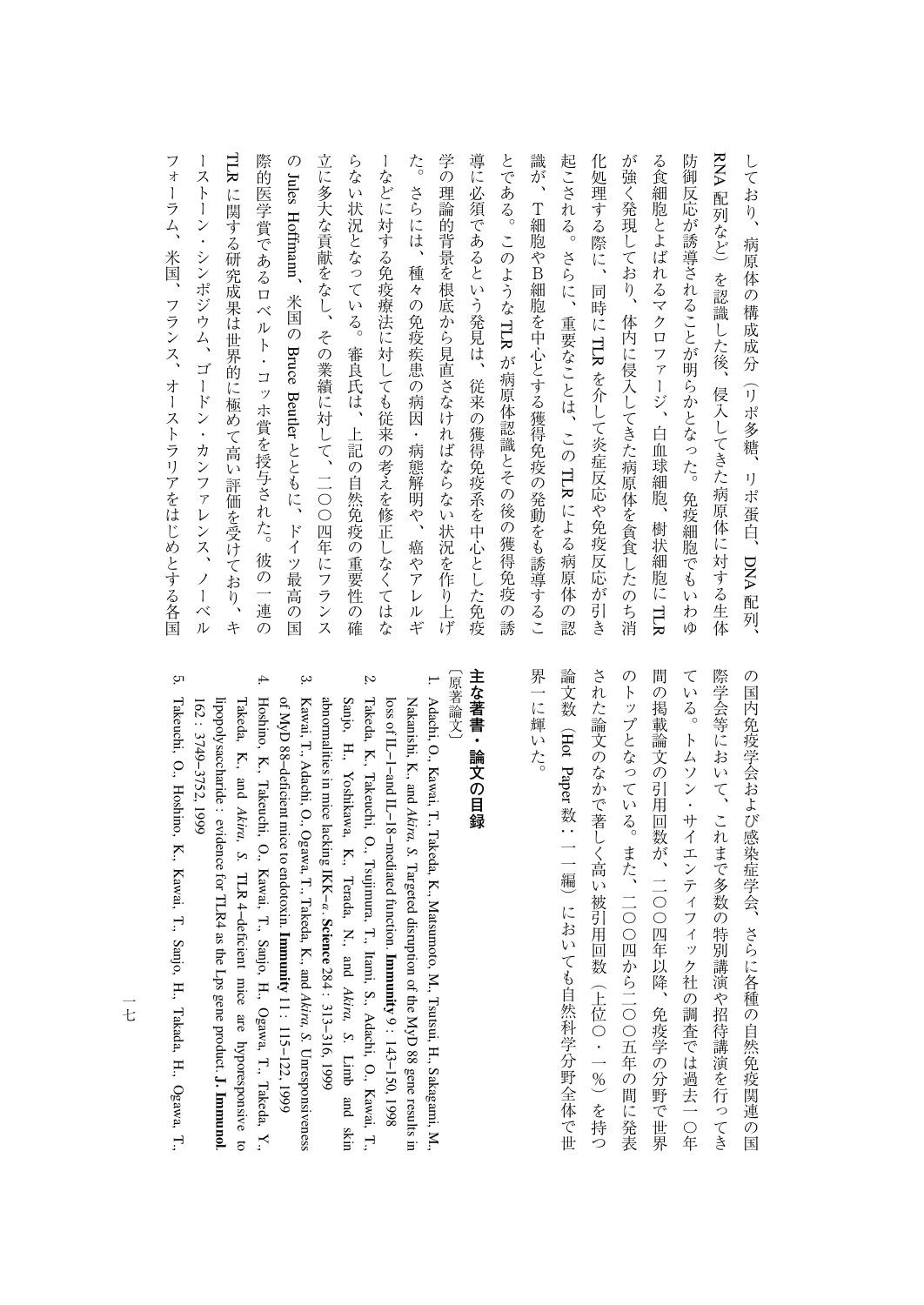しており、病原体の構成成分（リポ多糖、リポ蛋白、DNA配列、RNA配列など）を認識した後、侵入してきた病原体に対する生体防御反応が誘導されることが明らかとなった。免疫細胞でもいわゆる食細胞とよばれるマクロファージ、白血球細胞、樹状細胞にTLRが強く発現しており、体内に侵入してきた病原体を貪食したのち消化処理する際に、同時にTLRを介して炎症反応や免疫反応が引き起こされる。さらに、重要なことは、このTLRによる病原体の認識が、T細胞やB細胞を中心とする獲得免疫の発動をも誘導することである。このようなTLRが病原体認識とその後の獲得免疫の誘導に必須であるという発見は、従来の獲得免疫系を中心とした免疫学の理論的背景を根底から見直さなければならない状況を作り上げた。さらには、種々の免疫疾患の病因・病態解明や、癌やアレルギーなどに対する免疫療法に対しても従来の考えを修正しなくてはならない状況となっている。審良氏は、上記の自然免疫の重要性の確立に多大な貢献をなし、その業績に対して、二〇〇四年にフランスのJules Hoffmann、米国のBruce Beutlerとともに、ドイツ最高の国際的医学賞であるロベルト・コッホ賞を授与された。彼の一連のTLRに関する研究成果は世界的に極めて高い評価を受けており、キーストーン・シンポジウム、ゴードン・カンファレンス、ノーベルフォーラム、米国、フランス、オーストラリアをはじめとする各国の国内免疫学会および感染症学会、さらに各種の自然免疫関連の国際学会等において、これまで多数の特別講演や招待講演を行ってきている。トムソン・サイエンティフィック社の調査では過去一〇年間の掲載論文の引用回数が、二〇〇四年以降、免疫学の分野で世界のトップとなっている。また、二〇〇四から二〇〇五年の間に発表された論文のなかで著しく高い被引用回数（上位〇・一％）を持つ論文数（Hot Paper数：一一編）においても自然科学分野全体で世界一に輝いた。

## 主な著書・論文の目録

〔原著論文〕

1. Adachi, O., Kawai, T., Takeda, K., Matsumoto, M., Tsutsui, H., Sakagami, M., Nakanishi, K., and *Akira, S.* Targeted disruption of the MyD 88 gene results in loss of IL–1–and IL–18–mediated function. **Immunity** 9 : 143–150, 1998
2. Takeda, K., Takeuchi, O., Tsujimura, T., Itami, S., Adachi, O., Kawai, T., Sanjo, H., Yoshikawa, K., Terada, N., and *Akira, S.* Limb and skin abnormalities in mice lacking IKK–α. **Science** 284 : 313–316, 1999
3. Kawai, T., Adachi, O., Ogawa, T., Takeda, K., and *Akira, S.* Unresponsiveness of MyD 88–deficient mice to endotoxin. **Immunity** 11 : 115–122, 1999
4. Hoshino, K., Takeuchi, O., Kawai, T., Sanjo, H., Ogawa, T., Takeda, Y., Takeda, K., and *Akira, S.* TLR 4–deficient mice are hyporesponsive to lipopolysaccharide : evidence for TLR4 as the Lps gene product. **J. Immunol.** 162 : 3749–3752, 1999
5. Takeuchi, O., Hoshino, K., Kawai, T., Sanjo, H., Takada, H., Ogawa, T.,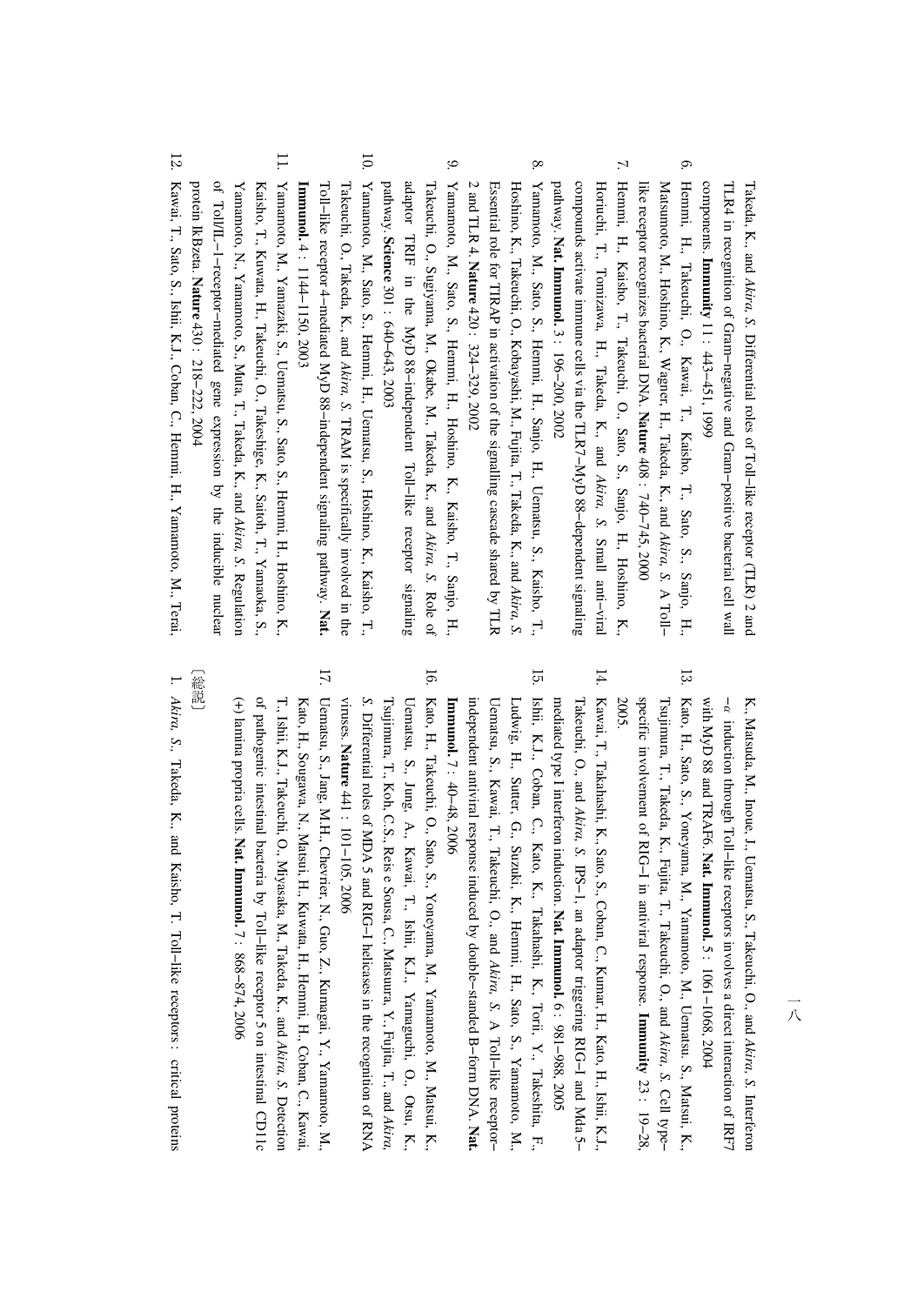Takeda, K., and *Akira, S.* Differential roles of Toll–like receptor (TLR) 2 and TLR4 in recognition of Gram–negative and Gram–positive bacterial cell wall components. **Immunity** 11 : 443–451, 1999

6. Hemmi, H., Takeuchi, O., Kawai, T., Kaisho, T., Sato, S., Sanjo, H., Matsumoto, M., Hoshino, K., Wagner, H., Takeda, K., and *Akira, S.* A Toll–like receptor recognizes bacterial DNA. **Nature** 408 : 740–745, 2000
7. Hemmi, H., Kaisho, T., Takeuchi, O., Sato, S., Sanjo, H., Hoshino, K., Horiuchi, T., Tomizawa, H., Takeda, K., and *Akira, S.* Small anti–viral compounds activate immune cells via the TLR7–MyD88–dependent signaling pathway. **Nat. Immunol.** 3 : 196–200, 2002
8. Yamamoto, M., Sato, S., Hemmi, H., Sanjo, H., Uematsu, S., Kaisho, T., Hoshino, K., Takeuchi, O., Kobayashi, M., Fujita, T., Takeda, K., and *Akira, S.* Essential role for TIRAP in activation of the signalling cascade shared by TLR 2 and TLR 4. **Nature** 420 : 324–329, 2002
9. Yamamoto, M., Sato, S., Hemmi, H., Hoshino, K., Kaisho, T., Sanjo, H., Takeuchi, O., Sugiyama, M., Okabe, M., Takeda, K., and *Akira, S.* Role of adaptor TRIF in the MyD 88–independent Toll–like receptor signaling pathway. **Science** 301 : 640–643, 2003
10. Yamamoto, M., Sato, S., Hemmi, H., Uematsu, S., Hoshino, K., Kaisho, T., Takeuchi, O., Takeda, K., and *Akira, S.* TRAM is specifically involved in the Toll–like receptor 4–mediated MyD 88–independent signaling pathway. **Nat. Immunol.** 4 : 1144–1150, 2003
11. Yamamoto, M., Yamazaki, S., Uematsu, S., Sato, S., Hemmi, H., Hoshino, K., Kaisho, T., Kuwata, H., Takeuchi, O., Takeshige, K., Saitoh, T., Yamaoka, S., Yamamoto, N., Yamamoto, S., Muta, T., Takeda, K., and *Akira, S.* Regulation of Toll/IL–1–receptor–mediated gene expression by the inducible nuclear protein IkBzeta. **Nature** 430 : 218–222, 2004
12. Kawai, T., Sato, S., Ishii, K.J., Coban, C., Hemmi, H., Yamamoto, M., Terai, K., Matsuda, M., Inoue, J., Uematsu, S., Takeuchi, O., and *Akira, S.* Interferon –α induction through Toll–like receptors involves a direct interaction of IRF7 with MyD88 and TRAF6. **Nat. Immunol.** 5 : 1061–1068, 2004
13. Kato, H., Sato, S., Yoneyama, M., Yamamoto, M., Uematsu, S., Matsui, K., Tsujimura, T., Takeda, K., Fujita, T., Takeuchi, O., and *Akira, S.* Cell type–specific involvement of RIG–I in antiviral response. **Immunity** 23 : 19–28, 2005.
14. Kawai, T., Takahashi, K., Sato, S., Coban, C., Kumar, H., Kato, H., Ishii, K.J., Takeuchi, O., and *Akira, S.* IPS–1, an adaptor triggering RIG–I and Mda 5–mediated type I interferon induction. **Nat. Immunol.** 6 : 981–988, 2005
15. Ishii, K.J., Coban, C., Kato, K., Takahashi, K., Torii, Y., Takeshita, F., Ludwig, H., Sutter, G., Suzuki, K., Hemmi, H., Sato, S., Yamamoto, M., Uematsu, S., Kawai, T., Takeuchi, O., and *Akira, S.* A Toll–like receptor–independent antiviral response induced by double–standed B–form DNA. **Nat. Immunol.** 7 : 40–48, 2006
16. Kato, H., Takeuchi, O., Sato, S., Yoneyama, M., Yamamoto, M., Matsui, K., Uematsu, S., Jung, A., Kawai, T., Ishii, K.J., Yamaguchi, O., Otsu, K., Tsujimura, T., Koh, C.S., Reis e Sousa, C., Matsuura, Y., Fujita, T., and *Akira, S.* Differential roles of MDA 5 and RIG–I helicases in the recognition of RNA viruses. **Nature** 441 : 101–105, 2006
17. Uematsu, S., Jang, M.H., Chevrier, N., Guo, Z., Kumagai, Y., Yamamoto, M., Kato, H., Sougawa, N., Matsui, H., Kuwata, H., Hemmi, H., Coban, C., Kawai, T., Ishii, K.J., Takeuchi, O., Miyasaka, M., Takeda, K., and *Akira, S.* Detection of pathogenic intestinal bacteria by Toll–like receptor 5 on intestinal CD11c (+) lamina propria cells. **Nat. Immunol.** 7 : 868–874, 2006

〔総説〕

1. *Akira, S.*, Takeda, K., and Kaisho, T. Toll–like receptors : critical proteins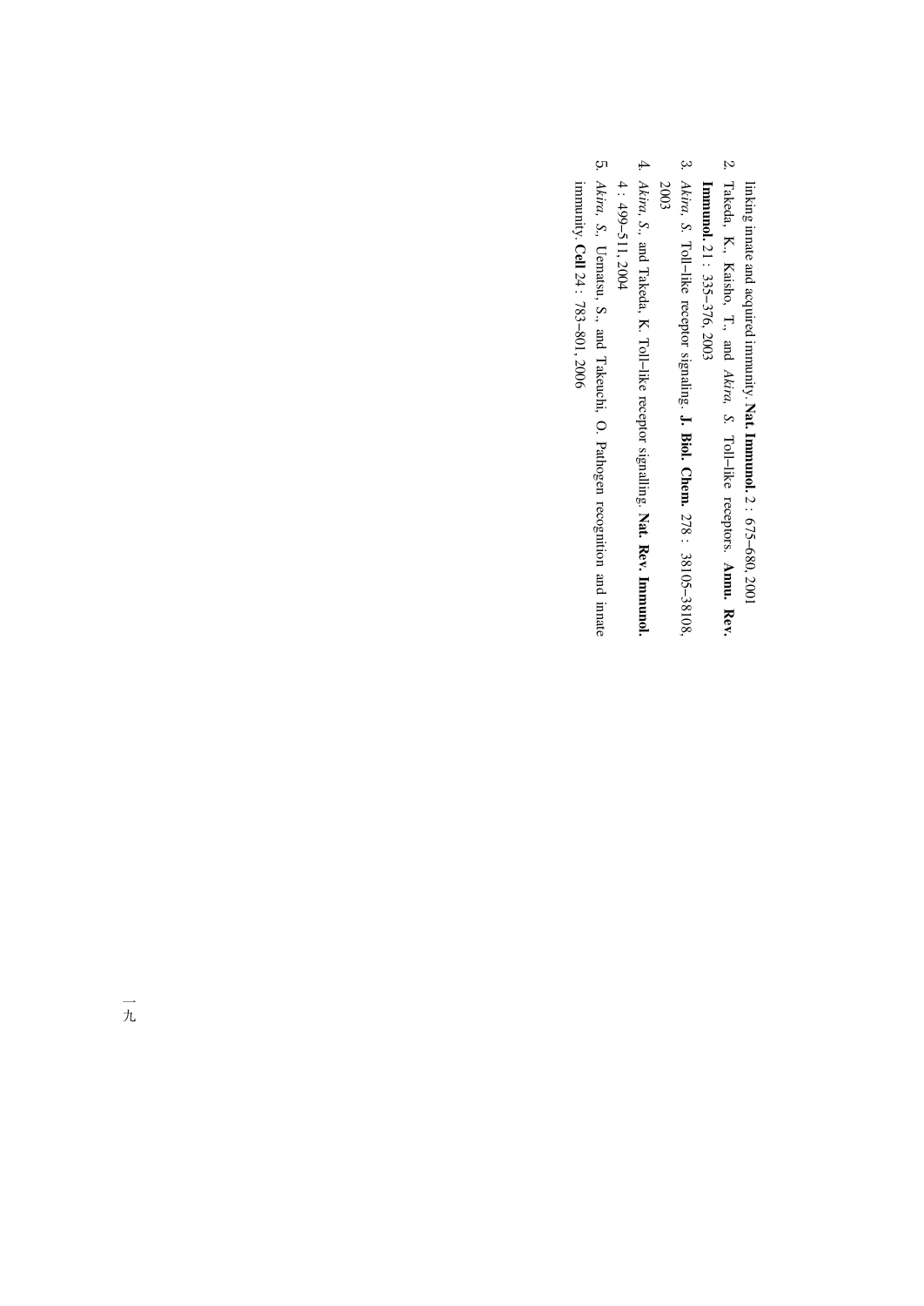linking innate and acquired immunity. **Nat. Immunol.** 2 : 675–680, 2001

2. Takeda, K., Kaisho, T., and *Akira, S.* Toll–like receptors. **Annu. Rev. Immunol.** 21 : 335–376, 2003
3. *Akira, S.* Toll–like receptor signaling. **J. Biol. Chem.** 278 : 38105–38108, 2003
4. *Akira, S.*, and Takeda, K. Toll–like receptor signalling. **Nat. Rev. Immunol.** 4 : 499–511, 2004
5. *Akira, S.*, Uematsu, S., and Takeuchi, O. Pathogen recognition and innate immunity. **Cell** 24 : 783–801, 2006